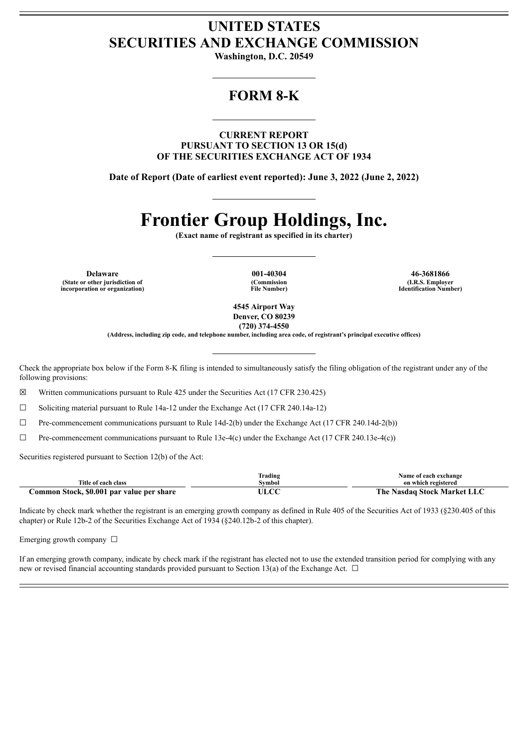# UNITED STATES
# SECURITIES AND EXCHANGE COMMISSION

**Washington, D.C. 20549**

---

## FORM 8-K

---

**CURRENT REPORT**
**PURSUANT TO SECTION 13 OR 15(d)**
**OF THE SECURITIES EXCHANGE ACT OF 1934**

**Date of Report (Date of earliest event reported): June 3, 2022 (June 2, 2022)**

---

# Frontier Group Holdings, Inc.

**(Exact name of registrant as specified in its charter)**

---

| Delaware | 001-40304 | 46-3681866 |
|---|---|---|
| (State or other jurisdiction of incorporation or organization) | (Commission File Number) | (I.R.S. Employer Identification Number) |

**4545 Airport Way**
**Denver, CO 80239**
**(720) 374-4550**
**(Address, including zip code, and telephone number, including area code, of registrant's principal executive offices)**

---

Check the appropriate box below if the Form 8-K filing is intended to simultaneously satisfy the filing obligation of the registrant under any of the following provisions:

☒ Written communications pursuant to Rule 425 under the Securities Act (17 CFR 230.425)

☐ Soliciting material pursuant to Rule 14a-12 under the Exchange Act (17 CFR 240.14a-12)

☐ Pre-commencement communications pursuant to Rule 14d-2(b) under the Exchange Act (17 CFR 240.14d-2(b))

☐ Pre-commencement communications pursuant to Rule 13e-4(c) under the Exchange Act (17 CFR 240.13e-4(c))

Securities registered pursuant to Section 12(b) of the Act:

| Title of each class | Trading Symbol | Name of each exchange on which registered |
|---|---|---|
| **Common Stock, $0.001 par value per share** | **ULCC** | **The Nasdaq Stock Market LLC** |

Indicate by check mark whether the registrant is an emerging growth company as defined in Rule 405 of the Securities Act of 1933 (§230.405 of this chapter) or Rule 12b-2 of the Securities Exchange Act of 1934 (§240.12b-2 of this chapter).

Emerging growth company ☐

If an emerging growth company, indicate by check mark if the registrant has elected not to use the extended transition period for complying with any new or revised financial accounting standards provided pursuant to Section 13(a) of the Exchange Act. ☐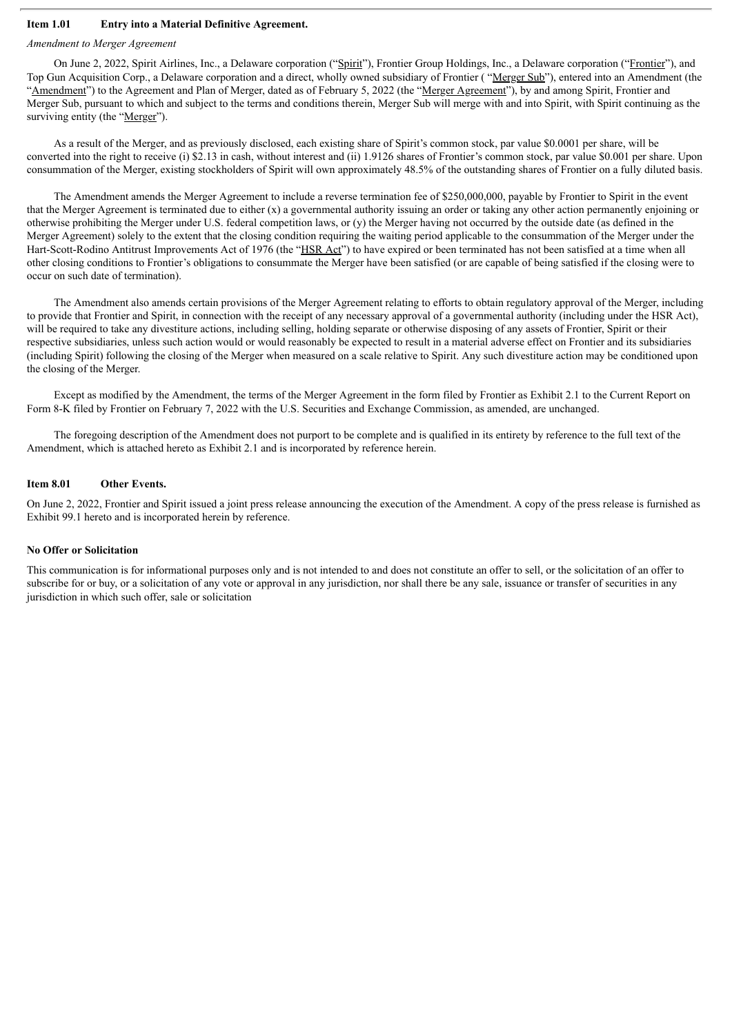### Item 1.01 Entry into a Material Definitive Agreement.

*Amendment to Merger Agreement*

On June 2, 2022, Spirit Airlines, Inc., a Delaware corporation ("Spirit"), Frontier Group Holdings, Inc., a Delaware corporation ("Frontier"), and Top Gun Acquisition Corp., a Delaware corporation and a direct, wholly owned subsidiary of Frontier ( "Merger Sub"), entered into an Amendment (the "Amendment") to the Agreement and Plan of Merger, dated as of February 5, 2022 (the "Merger Agreement"), by and among Spirit, Frontier and Merger Sub, pursuant to which and subject to the terms and conditions therein, Merger Sub will merge with and into Spirit, with Spirit continuing as the surviving entity (the "Merger").

As a result of the Merger, and as previously disclosed, each existing share of Spirit's common stock, par value $0.0001 per share, will be converted into the right to receive (i) $2.13 in cash, without interest and (ii) 1.9126 shares of Frontier's common stock, par value $0.001 per share. Upon consummation of the Merger, existing stockholders of Spirit will own approximately 48.5% of the outstanding shares of Frontier on a fully diluted basis.

The Amendment amends the Merger Agreement to include a reverse termination fee of $250,000,000, payable by Frontier to Spirit in the event that the Merger Agreement is terminated due to either (x) a governmental authority issuing an order or taking any other action permanently enjoining or otherwise prohibiting the Merger under U.S. federal competition laws, or (y) the Merger having not occurred by the outside date (as defined in the Merger Agreement) solely to the extent that the closing condition requiring the waiting period applicable to the consummation of the Merger under the Hart-Scott-Rodino Antitrust Improvements Act of 1976 (the "HSR Act") to have expired or been terminated has not been satisfied at a time when all other closing conditions to Frontier's obligations to consummate the Merger have been satisfied (or are capable of being satisfied if the closing were to occur on such date of termination).

The Amendment also amends certain provisions of the Merger Agreement relating to efforts to obtain regulatory approval of the Merger, including to provide that Frontier and Spirit, in connection with the receipt of any necessary approval of a governmental authority (including under the HSR Act), will be required to take any divestiture actions, including selling, holding separate or otherwise disposing of any assets of Frontier, Spirit or their respective subsidiaries, unless such action would or would reasonably be expected to result in a material adverse effect on Frontier and its subsidiaries (including Spirit) following the closing of the Merger when measured on a scale relative to Spirit. Any such divestiture action may be conditioned upon the closing of the Merger.

Except as modified by the Amendment, the terms of the Merger Agreement in the form filed by Frontier as Exhibit 2.1 to the Current Report on Form 8-K filed by Frontier on February 7, 2022 with the U.S. Securities and Exchange Commission, as amended, are unchanged.

The foregoing description of the Amendment does not purport to be complete and is qualified in its entirety by reference to the full text of the Amendment, which is attached hereto as Exhibit 2.1 and is incorporated by reference herein.

### Item 8.01 Other Events.

On June 2, 2022, Frontier and Spirit issued a joint press release announcing the execution of the Amendment. A copy of the press release is furnished as Exhibit 99.1 hereto and is incorporated herein by reference.

**No Offer or Solicitation**

This communication is for informational purposes only and is not intended to and does not constitute an offer to sell, or the solicitation of an offer to subscribe for or buy, or a solicitation of any vote or approval in any jurisdiction, nor shall there be any sale, issuance or transfer of securities in any jurisdiction in which such offer, sale or solicitation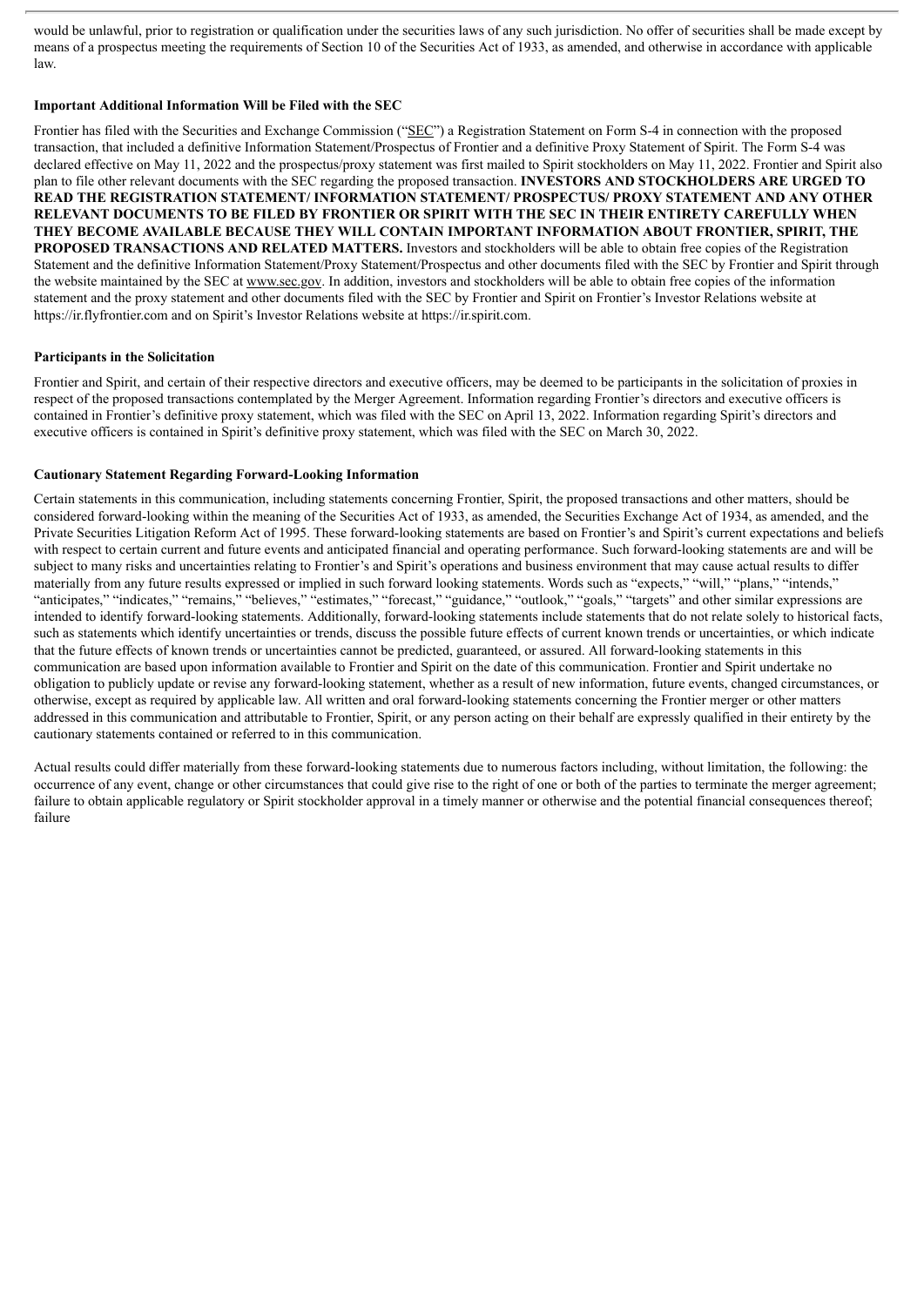would be unlawful, prior to registration or qualification under the securities laws of any such jurisdiction. No offer of securities shall be made except by means of a prospectus meeting the requirements of Section 10 of the Securities Act of 1933, as amended, and otherwise in accordance with applicable law.

**Important Additional Information Will be Filed with the SEC**

Frontier has filed with the Securities and Exchange Commission ("SEC") a Registration Statement on Form S-4 in connection with the proposed transaction, that included a definitive Information Statement/Prospectus of Frontier and a definitive Proxy Statement of Spirit. The Form S-4 was declared effective on May 11, 2022 and the prospectus/proxy statement was first mailed to Spirit stockholders on May 11, 2022. Frontier and Spirit also plan to file other relevant documents with the SEC regarding the proposed transaction. **INVESTORS AND STOCKHOLDERS ARE URGED TO READ THE REGISTRATION STATEMENT/ INFORMATION STATEMENT/ PROSPECTUS/ PROXY STATEMENT AND ANY OTHER RELEVANT DOCUMENTS TO BE FILED BY FRONTIER OR SPIRIT WITH THE SEC IN THEIR ENTIRETY CAREFULLY WHEN THEY BECOME AVAILABLE BECAUSE THEY WILL CONTAIN IMPORTANT INFORMATION ABOUT FRONTIER, SPIRIT, THE PROPOSED TRANSACTIONS AND RELATED MATTERS.** Investors and stockholders will be able to obtain free copies of the Registration Statement and the definitive Information Statement/Proxy Statement/Prospectus and other documents filed with the SEC by Frontier and Spirit through the website maintained by the SEC at www.sec.gov. In addition, investors and stockholders will be able to obtain free copies of the information statement and the proxy statement and other documents filed with the SEC by Frontier and Spirit on Frontier's Investor Relations website at https://ir.flyfrontier.com and on Spirit's Investor Relations website at https://ir.spirit.com.

**Participants in the Solicitation**

Frontier and Spirit, and certain of their respective directors and executive officers, may be deemed to be participants in the solicitation of proxies in respect of the proposed transactions contemplated by the Merger Agreement. Information regarding Frontier's directors and executive officers is contained in Frontier's definitive proxy statement, which was filed with the SEC on April 13, 2022. Information regarding Spirit's directors and executive officers is contained in Spirit's definitive proxy statement, which was filed with the SEC on March 30, 2022.

**Cautionary Statement Regarding Forward-Looking Information**

Certain statements in this communication, including statements concerning Frontier, Spirit, the proposed transactions and other matters, should be considered forward-looking within the meaning of the Securities Act of 1933, as amended, the Securities Exchange Act of 1934, as amended, and the Private Securities Litigation Reform Act of 1995. These forward-looking statements are based on Frontier's and Spirit's current expectations and beliefs with respect to certain current and future events and anticipated financial and operating performance. Such forward-looking statements are and will be subject to many risks and uncertainties relating to Frontier's and Spirit's operations and business environment that may cause actual results to differ materially from any future results expressed or implied in such forward looking statements. Words such as "expects," "will," "plans," "intends," "anticipates," "indicates," "remains," "believes," "estimates," "forecast," "guidance," "outlook," "goals," "targets" and other similar expressions are intended to identify forward-looking statements. Additionally, forward-looking statements include statements that do not relate solely to historical facts, such as statements which identify uncertainties or trends, discuss the possible future effects of current known trends or uncertainties, or which indicate that the future effects of known trends or uncertainties cannot be predicted, guaranteed, or assured. All forward-looking statements in this communication are based upon information available to Frontier and Spirit on the date of this communication. Frontier and Spirit undertake no obligation to publicly update or revise any forward-looking statement, whether as a result of new information, future events, changed circumstances, or otherwise, except as required by applicable law. All written and oral forward-looking statements concerning the Frontier merger or other matters addressed in this communication and attributable to Frontier, Spirit, or any person acting on their behalf are expressly qualified in their entirety by the cautionary statements contained or referred to in this communication.

Actual results could differ materially from these forward-looking statements due to numerous factors including, without limitation, the following: the occurrence of any event, change or other circumstances that could give rise to the right of one or both of the parties to terminate the merger agreement; failure to obtain applicable regulatory or Spirit stockholder approval in a timely manner or otherwise and the potential financial consequences thereof; failure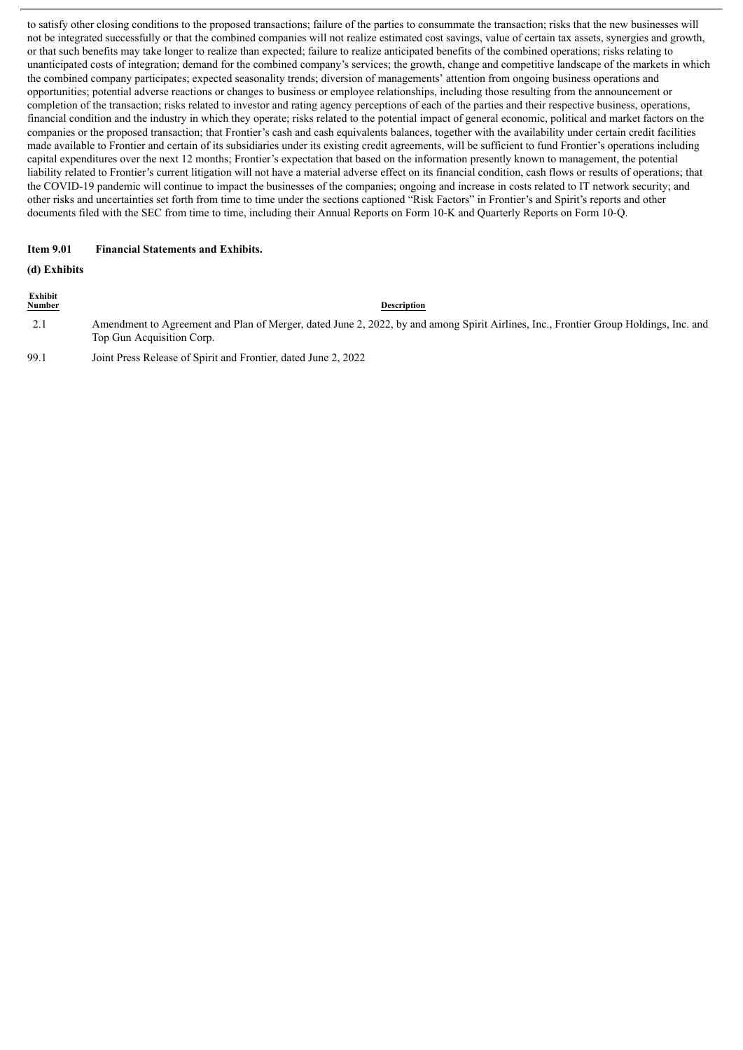to satisfy other closing conditions to the proposed transactions; failure of the parties to consummate the transaction; risks that the new businesses will not be integrated successfully or that the combined companies will not realize estimated cost savings, value of certain tax assets, synergies and growth, or that such benefits may take longer to realize than expected; failure to realize anticipated benefits of the combined operations; risks relating to unanticipated costs of integration; demand for the combined company's services; the growth, change and competitive landscape of the markets in which the combined company participates; expected seasonality trends; diversion of managements' attention from ongoing business operations and opportunities; potential adverse reactions or changes to business or employee relationships, including those resulting from the announcement or completion of the transaction; risks related to investor and rating agency perceptions of each of the parties and their respective business, operations, financial condition and the industry in which they operate; risks related to the potential impact of general economic, political and market factors on the companies or the proposed transaction; that Frontier's cash and cash equivalents balances, together with the availability under certain credit facilities made available to Frontier and certain of its subsidiaries under its existing credit agreements, will be sufficient to fund Frontier's operations including capital expenditures over the next 12 months; Frontier's expectation that based on the information presently known to management, the potential liability related to Frontier's current litigation will not have a material adverse effect on its financial condition, cash flows or results of operations; that the COVID-19 pandemic will continue to impact the businesses of the companies; ongoing and increase in costs related to IT network security; and other risks and uncertainties set forth from time to time under the sections captioned "Risk Factors" in Frontier's and Spirit's reports and other documents filed with the SEC from time to time, including their Annual Reports on Form 10-K and Quarterly Reports on Form 10-Q.

**Item 9.01 Financial Statements and Exhibits.**

**(d) Exhibits**

| Exhibit Number | Description |
|---|---|
| 2.1 | Amendment to Agreement and Plan of Merger, dated June 2, 2022, by and among Spirit Airlines, Inc., Frontier Group Holdings, Inc. and Top Gun Acquisition Corp. |
| 99.1 | Joint Press Release of Spirit and Frontier, dated June 2, 2022 |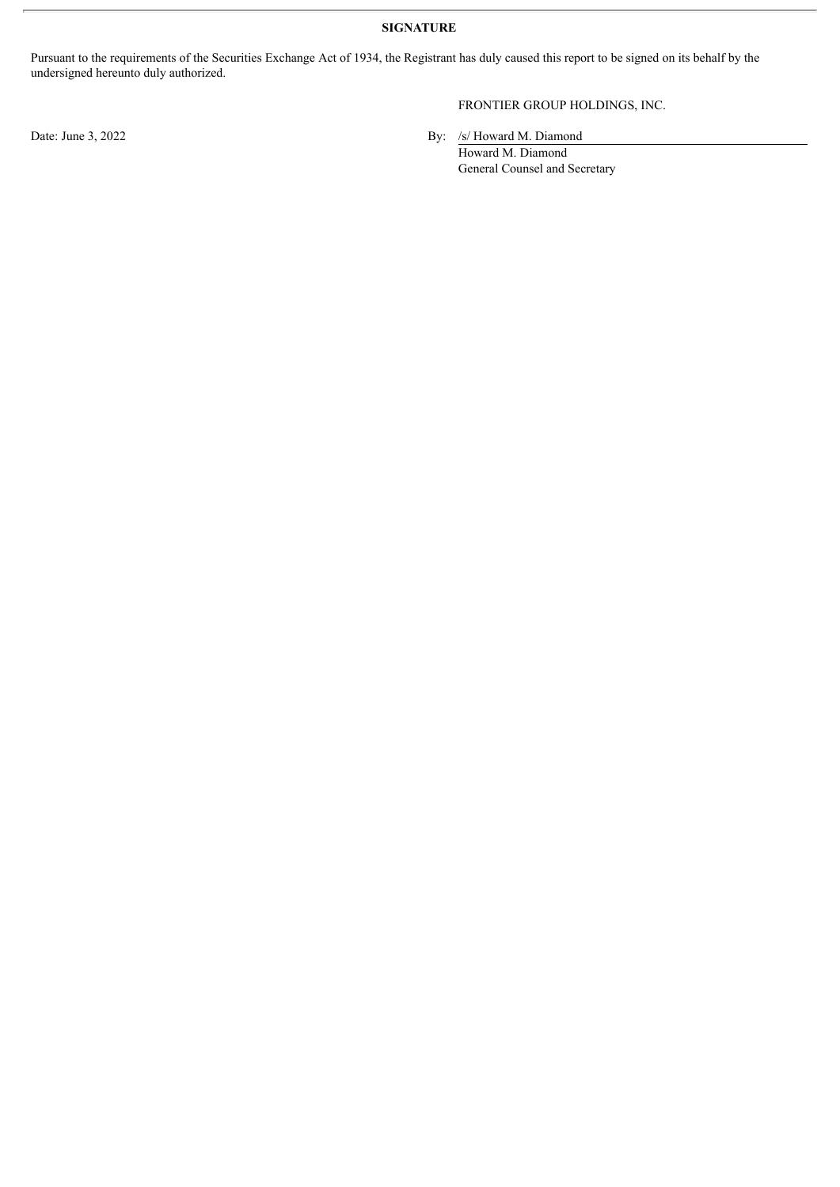**SIGNATURE**

Pursuant to the requirements of the Securities Exchange Act of 1934, the Registrant has duly caused this report to be signed on its behalf by the undersigned hereunto duly authorized.

FRONTIER GROUP HOLDINGS, INC.

Date: June 3, 2022

By: /s/ Howard M. Diamond

Howard M. Diamond
General Counsel and Secretary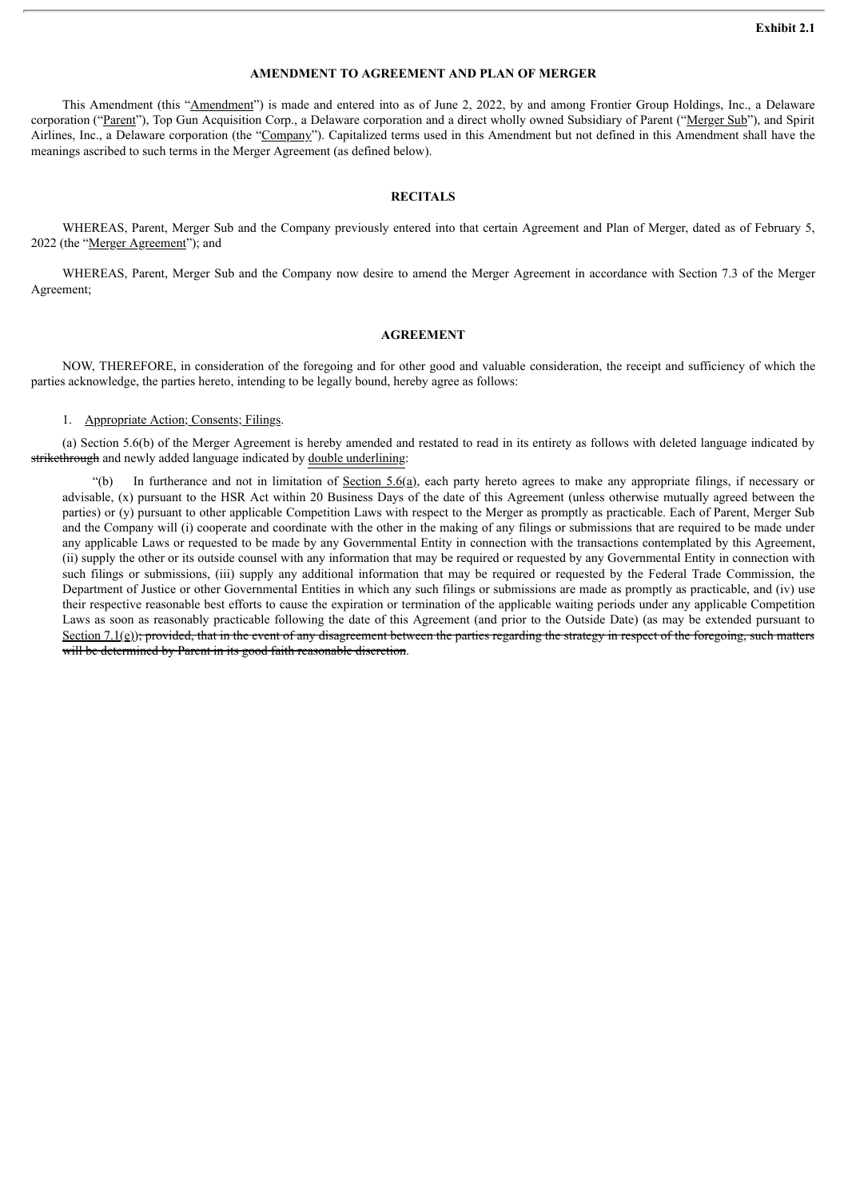**Exhibit 2.1**

**AMENDMENT TO AGREEMENT AND PLAN OF MERGER**

This Amendment (this "Amendment") is made and entered into as of June 2, 2022, by and among Frontier Group Holdings, Inc., a Delaware corporation ("Parent"), Top Gun Acquisition Corp., a Delaware corporation and a direct wholly owned Subsidiary of Parent ("Merger Sub"), and Spirit Airlines, Inc., a Delaware corporation (the "Company"). Capitalized terms used in this Amendment but not defined in this Amendment shall have the meanings ascribed to such terms in the Merger Agreement (as defined below).

**RECITALS**

WHEREAS, Parent, Merger Sub and the Company previously entered into that certain Agreement and Plan of Merger, dated as of February 5, 2022 (the "Merger Agreement"); and

WHEREAS, Parent, Merger Sub and the Company now desire to amend the Merger Agreement in accordance with Section 7.3 of the Merger Agreement;

**AGREEMENT**

NOW, THEREFORE, in consideration of the foregoing and for other good and valuable consideration, the receipt and sufficiency of which the parties acknowledge, the parties hereto, intending to be legally bound, hereby agree as follows:

1. Appropriate Action; Consents; Filings.

(a) Section 5.6(b) of the Merger Agreement is hereby amended and restated to read in its entirety as follows with deleted language indicated by ~~strikethrough~~ and newly added language indicated by double underlining:

"(b) In furtherance and not in limitation of Section 5.6(a), each party hereto agrees to make any appropriate filings, if necessary or advisable, (x) pursuant to the HSR Act within 20 Business Days of the date of this Agreement (unless otherwise mutually agreed between the parties) or (y) pursuant to other applicable Competition Laws with respect to the Merger as promptly as practicable. Each of Parent, Merger Sub and the Company will (i) cooperate and coordinate with the other in the making of any filings or submissions that are required to be made under any applicable Laws or requested to be made by any Governmental Entity in connection with the transactions contemplated by this Agreement, (ii) supply the other or its outside counsel with any information that may be required or requested by any Governmental Entity in connection with such filings or submissions, (iii) supply any additional information that may be required or requested by the Federal Trade Commission, the Department of Justice or other Governmental Entities in which any such filings or submissions are made as promptly as practicable, and (iv) use their respective reasonable best efforts to cause the expiration or termination of the applicable waiting periods under any applicable Competition Laws as soon as reasonably practicable following the date of this Agreement (and prior to the Outside Date) (as may be extended pursuant to Section 7.1(e))~~; provided, that in the event of any disagreement between the parties regarding the strategy in respect of the foregoing, such matters will be determined by Parent in its good faith reasonable discretion~~.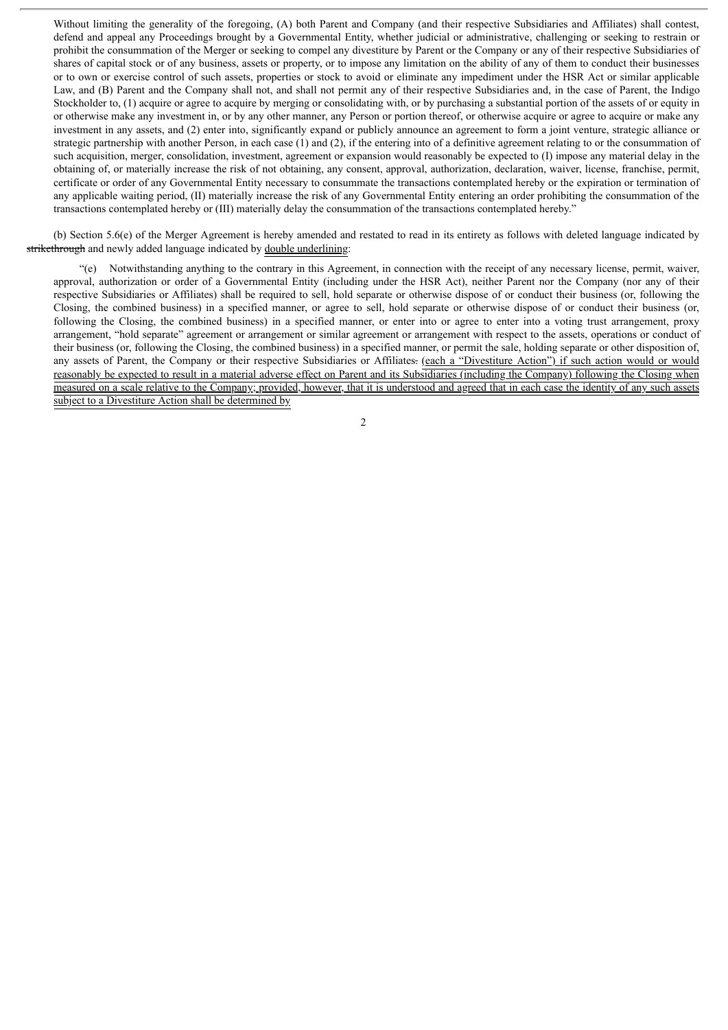Without limiting the generality of the foregoing, (A) both Parent and Company (and their respective Subsidiaries and Affiliates) shall contest, defend and appeal any Proceedings brought by a Governmental Entity, whether judicial or administrative, challenging or seeking to restrain or prohibit the consummation of the Merger or seeking to compel any divestiture by Parent or the Company or any of their respective Subsidiaries of shares of capital stock or of any business, assets or property, or to impose any limitation on the ability of any of them to conduct their businesses or to own or exercise control of such assets, properties or stock to avoid or eliminate any impediment under the HSR Act or similar applicable Law, and (B) Parent and the Company shall not, and shall not permit any of their respective Subsidiaries and, in the case of Parent, the Indigo Stockholder to, (1) acquire or agree to acquire by merging or consolidating with, or by purchasing a substantial portion of the assets of or equity in or otherwise make any investment in, or by any other manner, any Person or portion thereof, or otherwise acquire or agree to acquire or make any investment in any assets, and (2) enter into, significantly expand or publicly announce an agreement to form a joint venture, strategic alliance or strategic partnership with another Person, in each case (1) and (2), if the entering into of a definitive agreement relating to or the consummation of such acquisition, merger, consolidation, investment, agreement or expansion would reasonably be expected to (I) impose any material delay in the obtaining of, or materially increase the risk of not obtaining, any consent, approval, authorization, declaration, waiver, license, franchise, permit, certificate or order of any Governmental Entity necessary to consummate the transactions contemplated hereby or the expiration or termination of any applicable waiting period, (II) materially increase the risk of any Governmental Entity entering an order prohibiting the consummation of the transactions contemplated hereby or (III) materially delay the consummation of the transactions contemplated hereby."

(b) Section 5.6(e) of the Merger Agreement is hereby amended and restated to read in its entirety as follows with deleted language indicated by ~~strikethrough~~ and newly added language indicated by <u>double underlining</u>:

"(e) Notwithstanding anything to the contrary in this Agreement, in connection with the receipt of any necessary license, permit, waiver, approval, authorization or order of a Governmental Entity (including under the HSR Act), neither Parent nor the Company (nor any of their respective Subsidiaries or Affiliates) shall be required to sell, hold separate or otherwise dispose of or conduct their business (or, following the Closing, the combined business) in a specified manner, or agree to sell, hold separate or otherwise dispose of or conduct their business (or, following the Closing, the combined business) in a specified manner, or enter into or agree to enter into a voting trust arrangement, proxy arrangement, "hold separate" agreement or arrangement or similar agreement or arrangement with respect to the assets, operations or conduct of their business (or, following the Closing, the combined business) in a specified manner, or permit the sale, holding separate or other disposition of, any assets of Parent, the Company or their respective Subsidiaries or Affiliates~~.~~ <u>(each a "Divestiture Action") if such action would or would reasonably be expected to result in a material adverse effect on Parent and its Subsidiaries (including the Company) following the Closing when measured on a scale relative to the Company; provided, however, that it is understood and agreed that in each case the identity of any such assets subject to a Divestiture Action shall be determined by</u>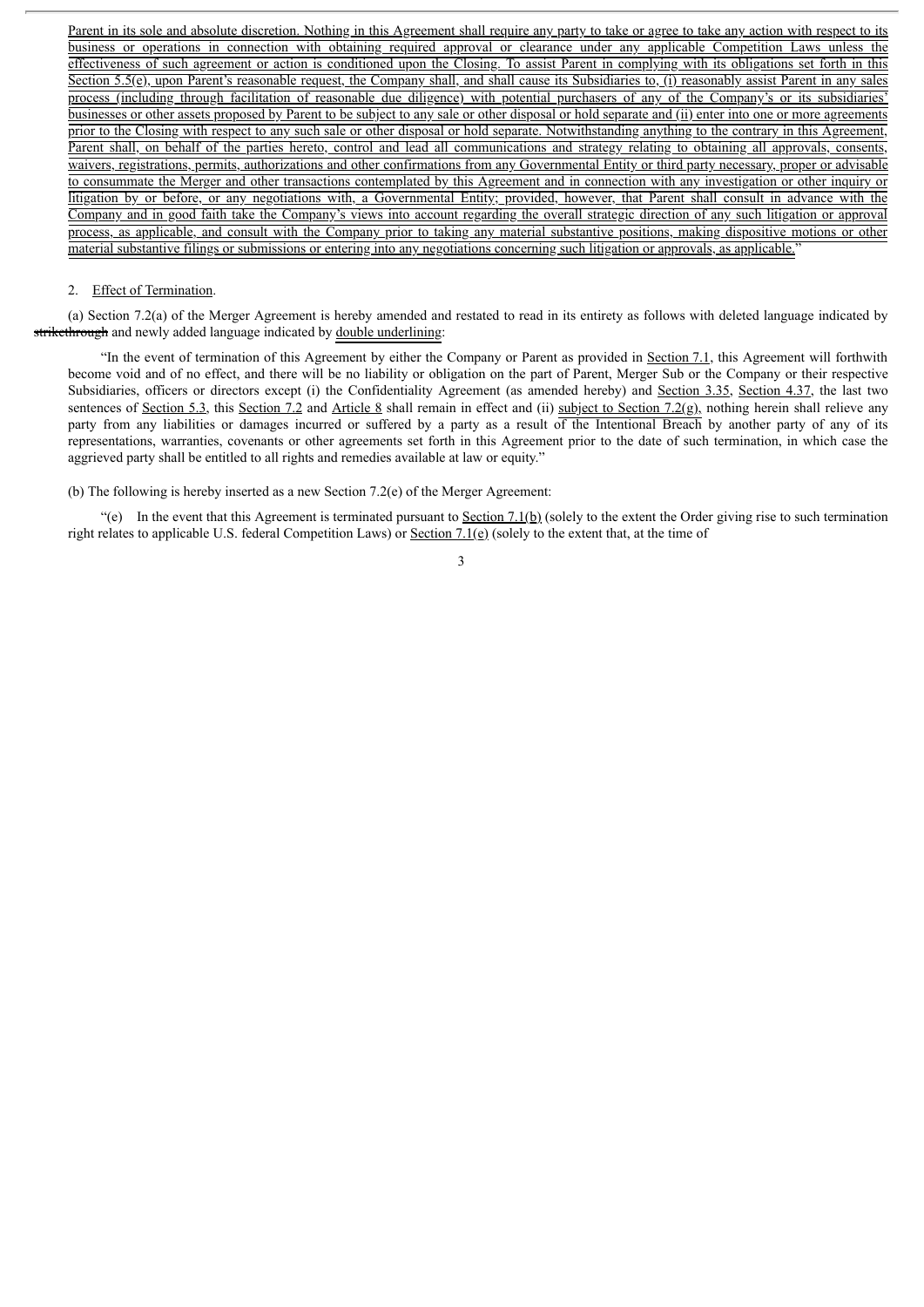Parent in its sole and absolute discretion. Nothing in this Agreement shall require any party to take or agree to take any action with respect to its business or operations in connection with obtaining required approval or clearance under any applicable Competition Laws unless the effectiveness of such agreement or action is conditioned upon the Closing. To assist Parent in complying with its obligations set forth in this Section 5.5(e), upon Parent's reasonable request, the Company shall, and shall cause its Subsidiaries to, (i) reasonably assist Parent in any sales process (including through facilitation of reasonable due diligence) with potential purchasers of any of the Company's or its subsidiaries' businesses or other assets proposed by Parent to be subject to any sale or other disposal or hold separate and (ii) enter into one or more agreements prior to the Closing with respect to any such sale or other disposal or hold separate. Notwithstanding anything to the contrary in this Agreement, Parent shall, on behalf of the parties hereto, control and lead all communications and strategy relating to obtaining all approvals, consents, waivers, registrations, permits, authorizations and other confirmations from any Governmental Entity or third party necessary, proper or advisable to consummate the Merger and other transactions contemplated by this Agreement and in connection with any investigation or other inquiry or litigation by or before, or any negotiations with, a Governmental Entity; provided, however, that Parent shall consult in advance with the Company and in good faith take the Company's views into account regarding the overall strategic direction of any such litigation or approval process, as applicable, and consult with the Company prior to taking any material substantive positions, making dispositive motions or other material substantive filings or submissions or entering into any negotiations concerning such litigation or approvals, as applicable."

2. Effect of Termination.

(a) Section 7.2(a) of the Merger Agreement is hereby amended and restated to read in its entirety as follows with deleted language indicated by ~~strikethrough~~ and newly added language indicated by double underlining:

"In the event of termination of this Agreement by either the Company or Parent as provided in Section 7.1, this Agreement will forthwith become void and of no effect, and there will be no liability or obligation on the part of Parent, Merger Sub or the Company or their respective Subsidiaries, officers or directors except (i) the Confidentiality Agreement (as amended hereby) and Section 3.35, Section 4.37, the last two sentences of Section 5.3, this Section 7.2 and Article 8 shall remain in effect and (ii) subject to Section 7.2(g), nothing herein shall relieve any party from any liabilities or damages incurred or suffered by a party as a result of the Intentional Breach by another party of any of its representations, warranties, covenants or other agreements set forth in this Agreement prior to the date of such termination, in which case the aggrieved party shall be entitled to all rights and remedies available at law or equity."

(b) The following is hereby inserted as a new Section 7.2(e) of the Merger Agreement:

"(e) In the event that this Agreement is terminated pursuant to Section 7.1(b) (solely to the extent the Order giving rise to such termination right relates to applicable U.S. federal Competition Laws) or Section 7.1(e) (solely to the extent that, at the time of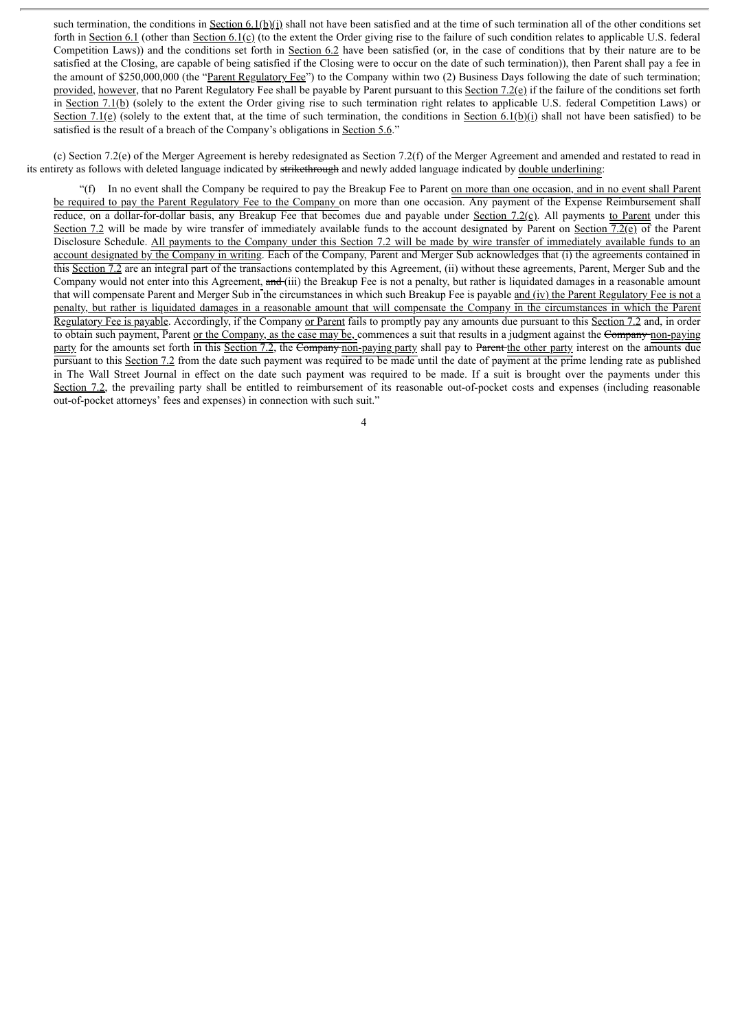such termination, the conditions in Section 6.1(b)(i) shall not have been satisfied and at the time of such termination all of the other conditions set forth in Section 6.1 (other than Section 6.1(c) (to the extent the Order giving rise to the failure of such condition relates to applicable U.S. federal Competition Laws)) and the conditions set forth in Section 6.2 have been satisfied (or, in the case of conditions that by their nature are to be satisfied at the Closing, are capable of being satisfied if the Closing were to occur on the date of such termination)), then Parent shall pay a fee in the amount of $250,000,000 (the "Parent Regulatory Fee") to the Company within two (2) Business Days following the date of such termination; provided, however, that no Parent Regulatory Fee shall be payable by Parent pursuant to this Section 7.2(e) if the failure of the conditions set forth in Section 7.1(b) (solely to the extent the Order giving rise to such termination right relates to applicable U.S. federal Competition Laws) or Section 7.1(e) (solely to the extent that, at the time of such termination, the conditions in Section 6.1(b)(i) shall not have been satisfied) to be satisfied is the result of a breach of the Company's obligations in Section 5.6."

(c) Section 7.2(e) of the Merger Agreement is hereby redesignated as Section 7.2(f) of the Merger Agreement and amended and restated to read in its entirety as follows with deleted language indicated by ~~strikethrough~~ and newly added language indicated by <u>double underlining</u>:

"(f) In no event shall the Company be required to pay the Breakup Fee to Parent <u>on more than one occasion, and in no event shall Parent be required to pay the Parent Regulatory Fee to the Company</u> on more than one occasion. Any payment of the Expense Reimbursement shall reduce, on a dollar-for-dollar basis, any Breakup Fee that becomes due and payable under Section 7.2(c). All payments <u>to Parent</u> under this Section 7.2 will be made by wire transfer of immediately available funds to the account designated by Parent on Section 7.2(e) of the Parent Disclosure Schedule. <u>All payments to the Company under this Section 7.2 will be made by wire transfer of immediately available funds to an account designated by the Company in writing</u>. Each of the Company, Parent and Merger Sub acknowledges that (i) the agreements contained in this Section 7.2 are an integral part of the transactions contemplated by this Agreement, (ii) without these agreements, Parent, Merger Sub and the Company would not enter into this Agreement, ~~and~~ (iii) the Breakup Fee is not a penalty, but rather is liquidated damages in a reasonable amount that will compensate Parent and Merger Sub in the circumstances in which such Breakup Fee is payable <u>and (iv) the Parent Regulatory Fee is not a penalty, but rather is liquidated damages in a reasonable amount that will compensate the Company in the circumstances in which the Parent Regulatory Fee is payable</u>. Accordingly, if the Company <u>or Parent</u> fails to promptly pay any amounts due pursuant to this Section 7.2 and, in order to obtain such payment, Parent <u>or the Company, as the case may be,</u> commences a suit that results in a judgment against the ~~Company~~ <u>non-paying party</u> for the amounts set forth in this Section 7.2, the ~~Company~~ <u>non-paying party</u> shall pay to ~~Parent~~ <u>the other party</u> interest on the amounts due pursuant to this Section 7.2 from the date such payment was required to be made until the date of payment at the prime lending rate as published in The Wall Street Journal in effect on the date such payment was required to be made. If a suit is brought over the payments under this Section 7.2, the prevailing party shall be entitled to reimbursement of its reasonable out-of-pocket costs and expenses (including reasonable out-of-pocket attorneys' fees and expenses) in connection with such suit."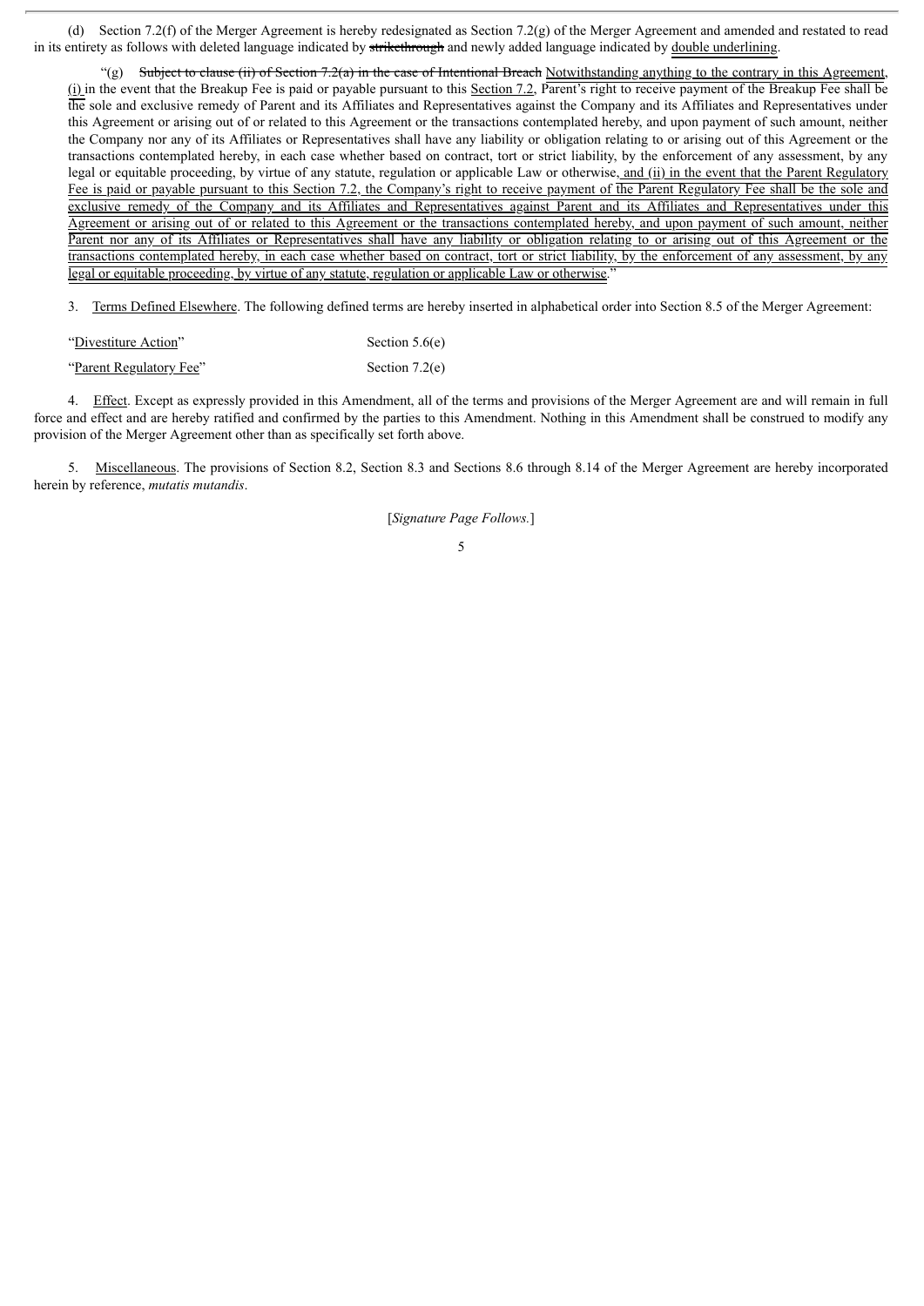(d) Section 7.2(f) of the Merger Agreement is hereby redesignated as Section 7.2(g) of the Merger Agreement and amended and restated to read in its entirety as follows with deleted language indicated by ~~strikethrough~~ and newly added language indicated by <u>double underlining</u>.

"(g) ~~Subject to clause (ii) of Section 7.2(a) in the case of Intentional Breach~~ <u>Notwithstanding anything to the contrary in this Agreement, (i)</u> in the event that the Breakup Fee is paid or payable pursuant to this <u>Section 7.2</u>, Parent's right to receive payment of the Breakup Fee shall be <u>the</u> sole and exclusive remedy of Parent and its Affiliates and Representatives against the Company and its Affiliates and Representatives under this Agreement or arising out of or related to this Agreement or the transactions contemplated hereby, and upon payment of such amount, neither the Company nor any of its Affiliates or Representatives shall have any liability or obligation relating to or arising out of this Agreement or the transactions contemplated hereby, in each case whether based on contract, tort or strict liability, by the enforcement of any assessment, by any legal or equitable proceeding, by virtue of any statute, regulation or applicable Law or otherwise<u>, and (ii) in the event that the Parent Regulatory Fee is paid or payable pursuant to this Section 7.2, the Company's right to receive payment of the Parent Regulatory Fee shall be the sole and exclusive remedy of the Company and its Affiliates and Representatives against Parent and its Affiliates and Representatives under this Agreement or arising out of or related to this Agreement or the transactions contemplated hereby, and upon payment of such amount, neither Parent nor any of its Affiliates or Representatives shall have any liability or obligation relating to or arising out of this Agreement or the transactions contemplated hereby, in each case whether based on contract, tort or strict liability, by the enforcement of any assessment, by any legal or equitable proceeding, by virtue of any statute, regulation or applicable Law or otherwise</u>."

3. <u>Terms Defined Elsewhere</u>. The following defined terms are hereby inserted in alphabetical order into Section 8.5 of the Merger Agreement:

| | |
|---|---|
| "<u>Divestiture Action</u>" | Section 5.6(e) |
| "<u>Parent Regulatory Fee</u>" | Section 7.2(e) |

4. <u>Effect</u>. Except as expressly provided in this Amendment, all of the terms and provisions of the Merger Agreement are and will remain in full force and effect and are hereby ratified and confirmed by the parties to this Amendment. Nothing in this Amendment shall be construed to modify any provision of the Merger Agreement other than as specifically set forth above.

5. <u>Miscellaneous</u>. The provisions of Section 8.2, Section 8.3 and Sections 8.6 through 8.14 of the Merger Agreement are hereby incorporated herein by reference, *mutatis mutandis*.

[*Signature Page Follows.*]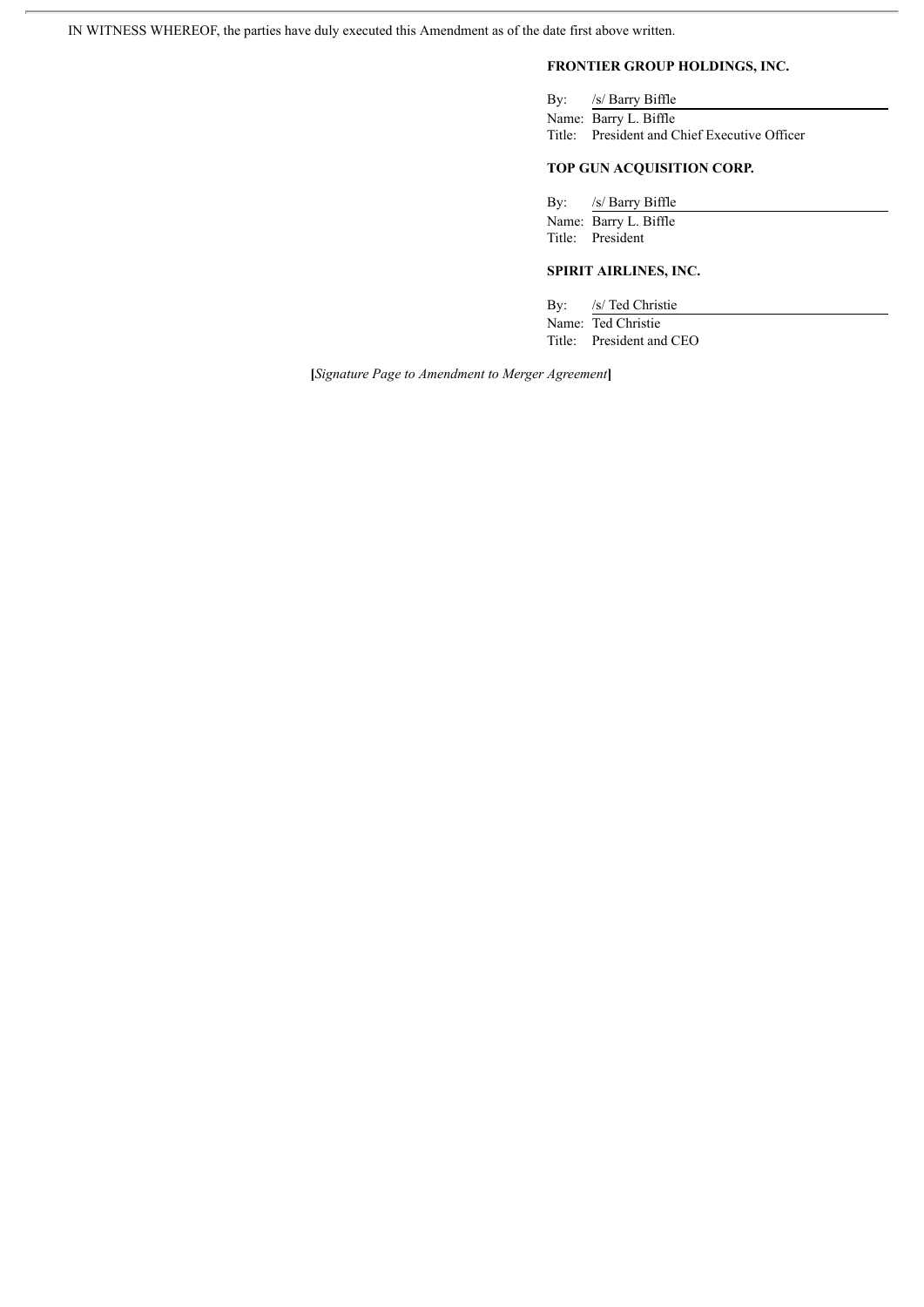IN WITNESS WHEREOF, the parties have duly executed this Amendment as of the date first above written.

**FRONTIER GROUP HOLDINGS, INC.**

By: /s/ Barry Biffle
Name: Barry L. Biffle
Title: President and Chief Executive Officer

**TOP GUN ACQUISITION CORP.**

By: /s/ Barry Biffle
Name: Barry L. Biffle
Title: President

**SPIRIT AIRLINES, INC.**

By: /s/ Ted Christie
Name: Ted Christie
Title: President and CEO

**[***Signature Page to Amendment to Merger Agreement***]**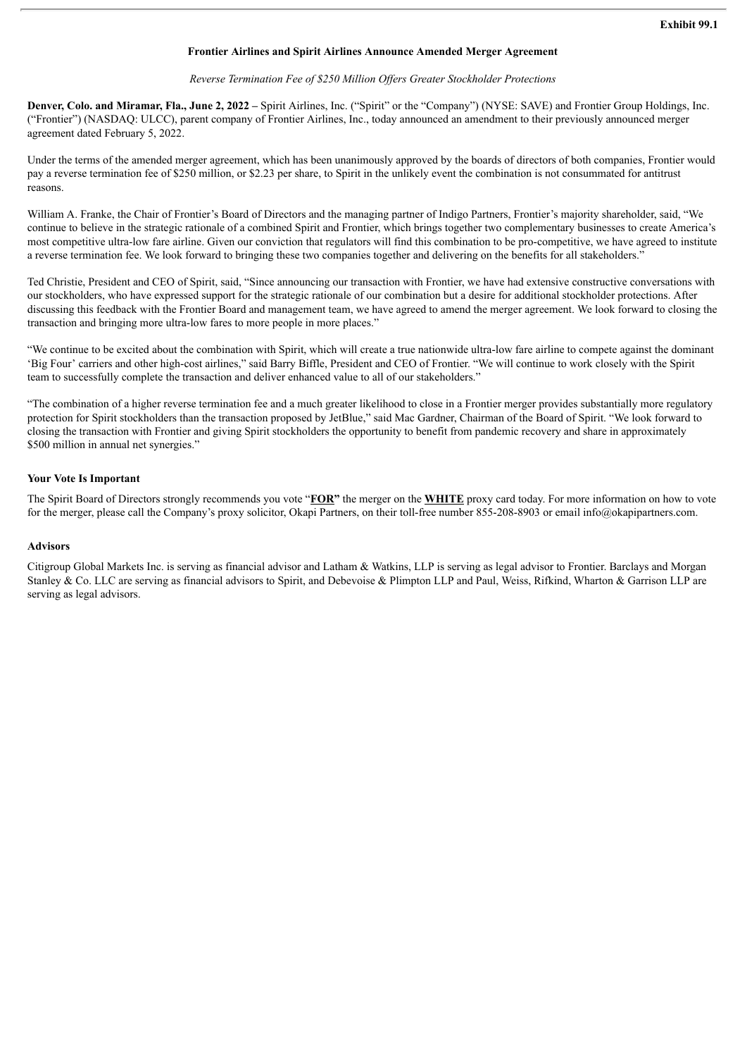**Exhibit 99.1**

**Frontier Airlines and Spirit Airlines Announce Amended Merger Agreement**

*Reverse Termination Fee of $250 Million Offers Greater Stockholder Protections*

**Denver, Colo. and Miramar, Fla., June 2, 2022 –** Spirit Airlines, Inc. ("Spirit" or the "Company") (NYSE: SAVE) and Frontier Group Holdings, Inc. ("Frontier") (NASDAQ: ULCC), parent company of Frontier Airlines, Inc., today announced an amendment to their previously announced merger agreement dated February 5, 2022.

Under the terms of the amended merger agreement, which has been unanimously approved by the boards of directors of both companies, Frontier would pay a reverse termination fee of $250 million, or $2.23 per share, to Spirit in the unlikely event the combination is not consummated for antitrust reasons.

William A. Franke, the Chair of Frontier's Board of Directors and the managing partner of Indigo Partners, Frontier's majority shareholder, said, "We continue to believe in the strategic rationale of a combined Spirit and Frontier, which brings together two complementary businesses to create America's most competitive ultra-low fare airline. Given our conviction that regulators will find this combination to be pro-competitive, we have agreed to institute a reverse termination fee. We look forward to bringing these two companies together and delivering on the benefits for all stakeholders."

Ted Christie, President and CEO of Spirit, said, "Since announcing our transaction with Frontier, we have had extensive constructive conversations with our stockholders, who have expressed support for the strategic rationale of our combination but a desire for additional stockholder protections. After discussing this feedback with the Frontier Board and management team, we have agreed to amend the merger agreement. We look forward to closing the transaction and bringing more ultra-low fares to more people in more places."

"We continue to be excited about the combination with Spirit, which will create a true nationwide ultra-low fare airline to compete against the dominant 'Big Four' carriers and other high-cost airlines," said Barry Biffle, President and CEO of Frontier. "We will continue to work closely with the Spirit team to successfully complete the transaction and deliver enhanced value to all of our stakeholders."

"The combination of a higher reverse termination fee and a much greater likelihood to close in a Frontier merger provides substantially more regulatory protection for Spirit stockholders than the transaction proposed by JetBlue," said Mac Gardner, Chairman of the Board of Spirit. "We look forward to closing the transaction with Frontier and giving Spirit stockholders the opportunity to benefit from pandemic recovery and share in approximately $500 million in annual net synergies."

**Your Vote Is Important**

The Spirit Board of Directors strongly recommends you vote "**FOR**" the merger on the **WHITE** proxy card today. For more information on how to vote for the merger, please call the Company's proxy solicitor, Okapi Partners, on their toll-free number 855-208-8903 or email info@okapipartners.com.

**Advisors**

Citigroup Global Markets Inc. is serving as financial advisor and Latham & Watkins, LLP is serving as legal advisor to Frontier. Barclays and Morgan Stanley & Co. LLC are serving as financial advisors to Spirit, and Debevoise & Plimpton LLP and Paul, Weiss, Rifkind, Wharton & Garrison LLP are serving as legal advisors.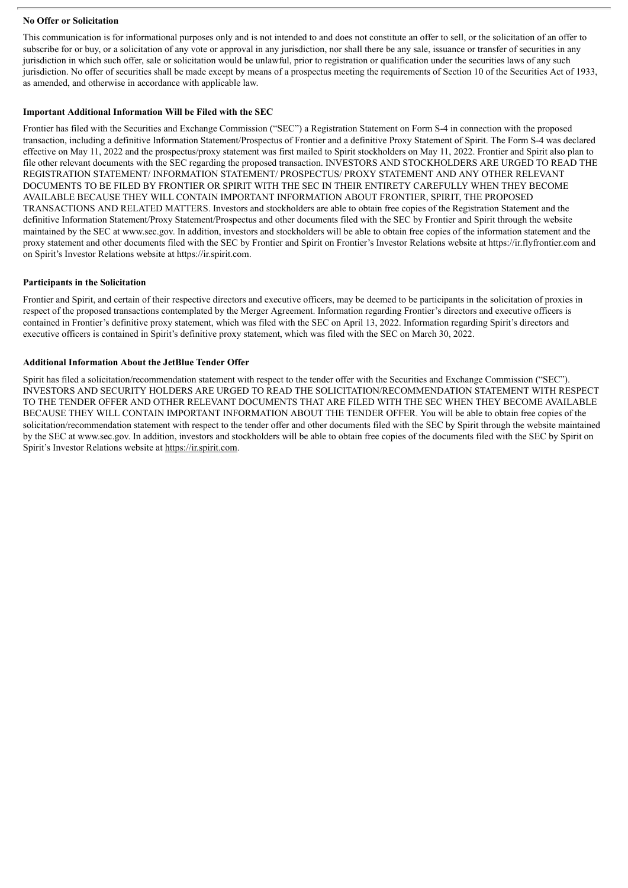**No Offer or Solicitation**

This communication is for informational purposes only and is not intended to and does not constitute an offer to sell, or the solicitation of an offer to subscribe for or buy, or a solicitation of any vote or approval in any jurisdiction, nor shall there be any sale, issuance or transfer of securities in any jurisdiction in which such offer, sale or solicitation would be unlawful, prior to registration or qualification under the securities laws of any such jurisdiction. No offer of securities shall be made except by means of a prospectus meeting the requirements of Section 10 of the Securities Act of 1933, as amended, and otherwise in accordance with applicable law.

**Important Additional Information Will be Filed with the SEC**

Frontier has filed with the Securities and Exchange Commission ("SEC") a Registration Statement on Form S-4 in connection with the proposed transaction, including a definitive Information Statement/Prospectus of Frontier and a definitive Proxy Statement of Spirit. The Form S-4 was declared effective on May 11, 2022 and the prospectus/proxy statement was first mailed to Spirit stockholders on May 11, 2022. Frontier and Spirit also plan to file other relevant documents with the SEC regarding the proposed transaction. INVESTORS AND STOCKHOLDERS ARE URGED TO READ THE REGISTRATION STATEMENT/ INFORMATION STATEMENT/ PROSPECTUS/ PROXY STATEMENT AND ANY OTHER RELEVANT DOCUMENTS TO BE FILED BY FRONTIER OR SPIRIT WITH THE SEC IN THEIR ENTIRETY CAREFULLY WHEN THEY BECOME AVAILABLE BECAUSE THEY WILL CONTAIN IMPORTANT INFORMATION ABOUT FRONTIER, SPIRIT, THE PROPOSED TRANSACTIONS AND RELATED MATTERS. Investors and stockholders are able to obtain free copies of the Registration Statement and the definitive Information Statement/Proxy Statement/Prospectus and other documents filed with the SEC by Frontier and Spirit through the website maintained by the SEC at www.sec.gov. In addition, investors and stockholders will be able to obtain free copies of the information statement and the proxy statement and other documents filed with the SEC by Frontier and Spirit on Frontier's Investor Relations website at https://ir.flyfrontier.com and on Spirit's Investor Relations website at https://ir.spirit.com.

**Participants in the Solicitation**

Frontier and Spirit, and certain of their respective directors and executive officers, may be deemed to be participants in the solicitation of proxies in respect of the proposed transactions contemplated by the Merger Agreement. Information regarding Frontier's directors and executive officers is contained in Frontier's definitive proxy statement, which was filed with the SEC on April 13, 2022. Information regarding Spirit's directors and executive officers is contained in Spirit's definitive proxy statement, which was filed with the SEC on March 30, 2022.

**Additional Information About the JetBlue Tender Offer**

Spirit has filed a solicitation/recommendation statement with respect to the tender offer with the Securities and Exchange Commission ("SEC"). INVESTORS AND SECURITY HOLDERS ARE URGED TO READ THE SOLICITATION/RECOMMENDATION STATEMENT WITH RESPECT TO THE TENDER OFFER AND OTHER RELEVANT DOCUMENTS THAT ARE FILED WITH THE SEC WHEN THEY BECOME AVAILABLE BECAUSE THEY WILL CONTAIN IMPORTANT INFORMATION ABOUT THE TENDER OFFER. You will be able to obtain free copies of the solicitation/recommendation statement with respect to the tender offer and other documents filed with the SEC by Spirit through the website maintained by the SEC at www.sec.gov. In addition, investors and stockholders will be able to obtain free copies of the documents filed with the SEC by Spirit on Spirit's Investor Relations website at https://ir.spirit.com.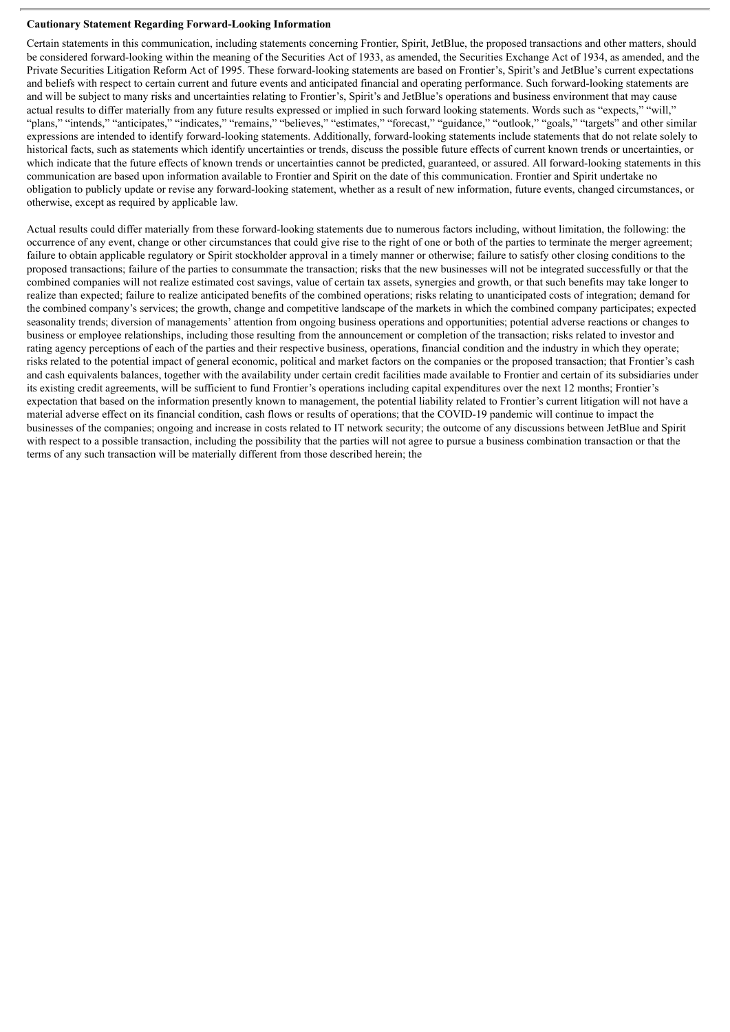**Cautionary Statement Regarding Forward-Looking Information**

Certain statements in this communication, including statements concerning Frontier, Spirit, JetBlue, the proposed transactions and other matters, should be considered forward-looking within the meaning of the Securities Act of 1933, as amended, the Securities Exchange Act of 1934, as amended, and the Private Securities Litigation Reform Act of 1995. These forward-looking statements are based on Frontier's, Spirit's and JetBlue's current expectations and beliefs with respect to certain current and future events and anticipated financial and operating performance. Such forward-looking statements are and will be subject to many risks and uncertainties relating to Frontier's, Spirit's and JetBlue's operations and business environment that may cause actual results to differ materially from any future results expressed or implied in such forward looking statements. Words such as "expects," "will," "plans," "intends," "anticipates," "indicates," "remains," "believes," "estimates," "forecast," "guidance," "outlook," "goals," "targets" and other similar expressions are intended to identify forward-looking statements. Additionally, forward-looking statements include statements that do not relate solely to historical facts, such as statements which identify uncertainties or trends, discuss the possible future effects of current known trends or uncertainties, or which indicate that the future effects of known trends or uncertainties cannot be predicted, guaranteed, or assured. All forward-looking statements in this communication are based upon information available to Frontier and Spirit on the date of this communication. Frontier and Spirit undertake no obligation to publicly update or revise any forward-looking statement, whether as a result of new information, future events, changed circumstances, or otherwise, except as required by applicable law.

Actual results could differ materially from these forward-looking statements due to numerous factors including, without limitation, the following: the occurrence of any event, change or other circumstances that could give rise to the right of one or both of the parties to terminate the merger agreement; failure to obtain applicable regulatory or Spirit stockholder approval in a timely manner or otherwise; failure to satisfy other closing conditions to the proposed transactions; failure of the parties to consummate the transaction; risks that the new businesses will not be integrated successfully or that the combined companies will not realize estimated cost savings, value of certain tax assets, synergies and growth, or that such benefits may take longer to realize than expected; failure to realize anticipated benefits of the combined operations; risks relating to unanticipated costs of integration; demand for the combined company's services; the growth, change and competitive landscape of the markets in which the combined company participates; expected seasonality trends; diversion of managements' attention from ongoing business operations and opportunities; potential adverse reactions or changes to business or employee relationships, including those resulting from the announcement or completion of the transaction; risks related to investor and rating agency perceptions of each of the parties and their respective business, operations, financial condition and the industry in which they operate; risks related to the potential impact of general economic, political and market factors on the companies or the proposed transaction; that Frontier's cash and cash equivalents balances, together with the availability under certain credit facilities made available to Frontier and certain of its subsidiaries under its existing credit agreements, will be sufficient to fund Frontier's operations including capital expenditures over the next 12 months; Frontier's expectation that based on the information presently known to management, the potential liability related to Frontier's current litigation will not have a material adverse effect on its financial condition, cash flows or results of operations; that the COVID-19 pandemic will continue to impact the businesses of the companies; ongoing and increase in costs related to IT network security; the outcome of any discussions between JetBlue and Spirit with respect to a possible transaction, including the possibility that the parties will not agree to pursue a business combination transaction or that the terms of any such transaction will be materially different from those described herein; the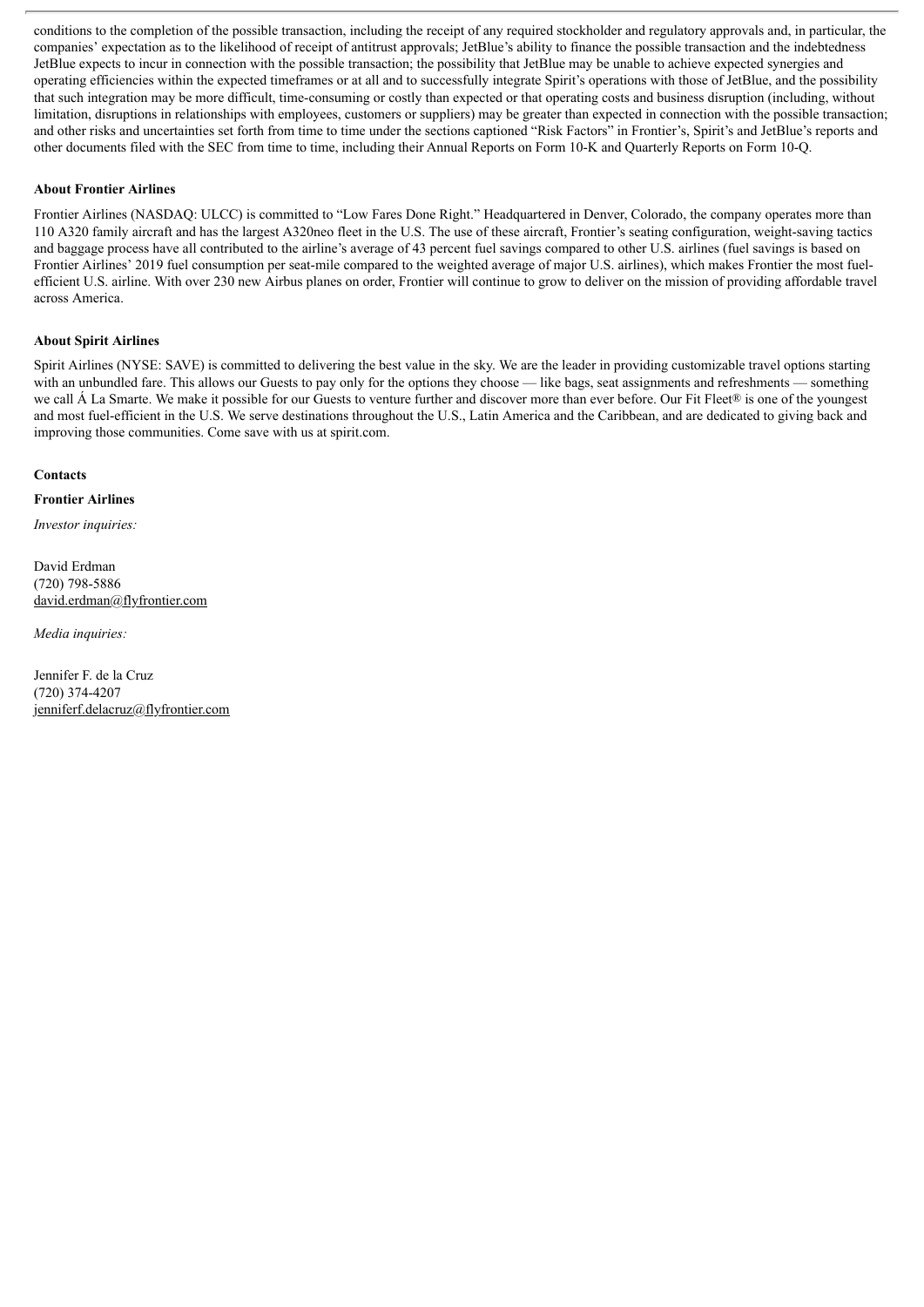conditions to the completion of the possible transaction, including the receipt of any required stockholder and regulatory approvals and, in particular, the companies' expectation as to the likelihood of receipt of antitrust approvals; JetBlue's ability to finance the possible transaction and the indebtedness JetBlue expects to incur in connection with the possible transaction; the possibility that JetBlue may be unable to achieve expected synergies and operating efficiencies within the expected timeframes or at all and to successfully integrate Spirit's operations with those of JetBlue, and the possibility that such integration may be more difficult, time-consuming or costly than expected or that operating costs and business disruption (including, without limitation, disruptions in relationships with employees, customers or suppliers) may be greater than expected in connection with the possible transaction; and other risks and uncertainties set forth from time to time under the sections captioned "Risk Factors" in Frontier's, Spirit's and JetBlue's reports and other documents filed with the SEC from time to time, including their Annual Reports on Form 10-K and Quarterly Reports on Form 10-Q.

**About Frontier Airlines**

Frontier Airlines (NASDAQ: ULCC) is committed to "Low Fares Done Right." Headquartered in Denver, Colorado, the company operates more than 110 A320 family aircraft and has the largest A320neo fleet in the U.S. The use of these aircraft, Frontier's seating configuration, weight-saving tactics and baggage process have all contributed to the airline's average of 43 percent fuel savings compared to other U.S. airlines (fuel savings is based on Frontier Airlines' 2019 fuel consumption per seat-mile compared to the weighted average of major U.S. airlines), which makes Frontier the most fuel-efficient U.S. airline. With over 230 new Airbus planes on order, Frontier will continue to grow to deliver on the mission of providing affordable travel across America.

**About Spirit Airlines**

Spirit Airlines (NYSE: SAVE) is committed to delivering the best value in the sky. We are the leader in providing customizable travel options starting with an unbundled fare. This allows our Guests to pay only for the options they choose — like bags, seat assignments and refreshments — something we call Á La Smarte. We make it possible for our Guests to venture further and discover more than ever before. Our Fit Fleet® is one of the youngest and most fuel-efficient in the U.S. We serve destinations throughout the U.S., Latin America and the Caribbean, and are dedicated to giving back and improving those communities. Come save with us at spirit.com.

**Contacts**

**Frontier Airlines**

*Investor inquiries:*

David Erdman
(720) 798-5886
david.erdman@flyfrontier.com

*Media inquiries:*

Jennifer F. de la Cruz
(720) 374-4207
jenniferf.delacruz@flyfrontier.com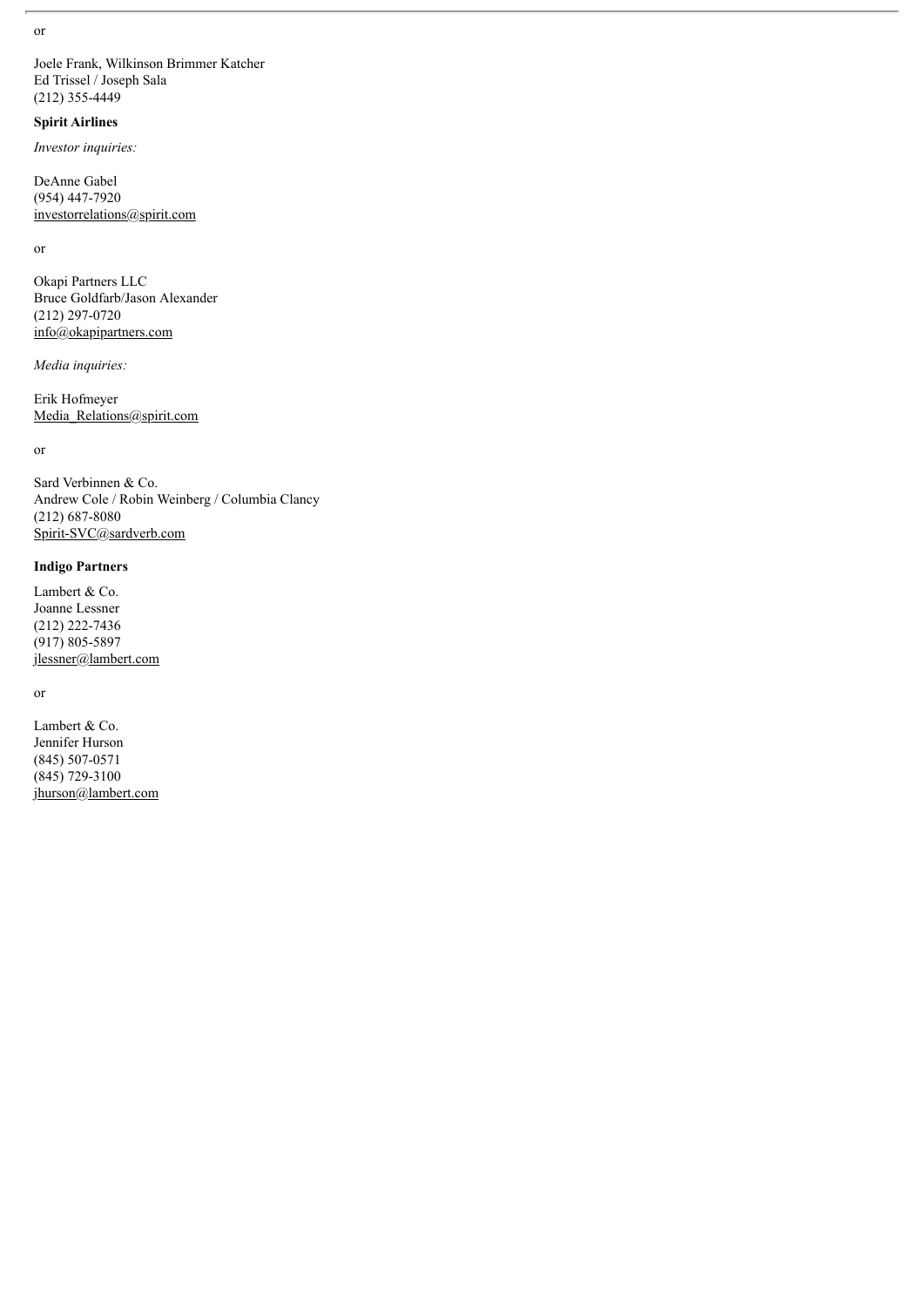or

Joele Frank, Wilkinson Brimmer Katcher
Ed Trissel / Joseph Sala
(212) 355-4449

**Spirit Airlines**

*Investor inquiries:*

DeAnne Gabel
(954) 447-7920
investorrelations@spirit.com

or

Okapi Partners LLC
Bruce Goldfarb/Jason Alexander
(212) 297-0720
info@okapipartners.com

*Media inquiries:*

Erik Hofmeyer
Media_Relations@spirit.com

or

Sard Verbinnen & Co.
Andrew Cole / Robin Weinberg / Columbia Clancy
(212) 687-8080
Spirit-SVC@sardverb.com

**Indigo Partners**

Lambert & Co.
Joanne Lessner
(212) 222-7436
(917) 805-5897
jlessner@lambert.com

or

Lambert & Co.
Jennifer Hurson
(845) 507-0571
(845) 729-3100
jhurson@lambert.com